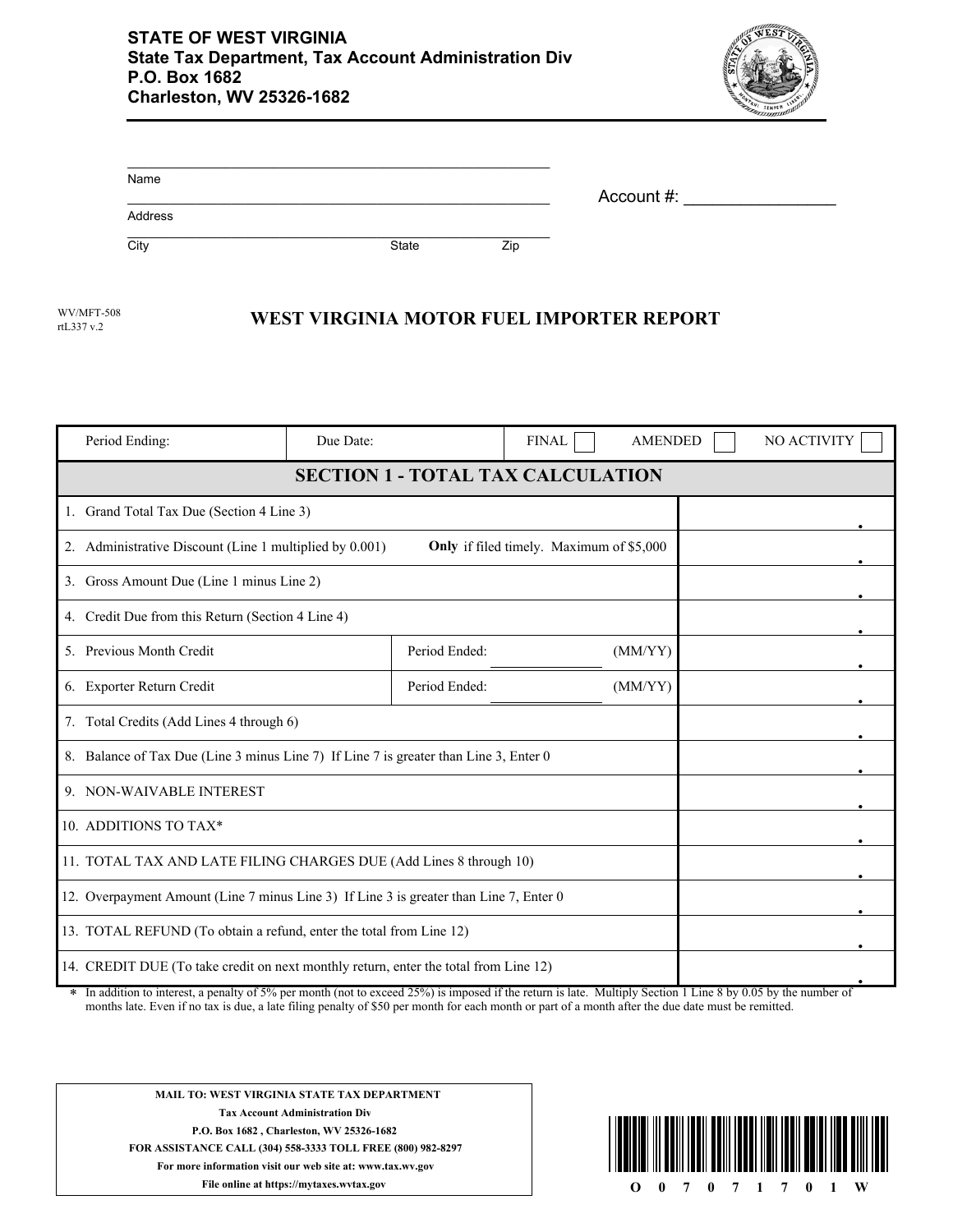**STATE OF WEST VIRGINIA**
**State Tax Department, Tax Account Administration Div**
**P.O. Box 1682**
**Charleston, WV 25326-1682**

Name ______________________________

Address ______________________________

City ______________ State ______ Zip ______

Account #: ________________

WV/MFT-508
rtL337 v.2

# WEST VIRGINIA MOTOR FUEL IMPORTER REPORT

| Period Ending: | Due Date: | FINAL ☐ AMENDED ☐ NO ACTIVITY ☐ |
|---|---|---|

## SECTION 1 - TOTAL TAX CALCULATION

| Line | |
|---|---|
| 1. Grand Total Tax Due (Section 4 Line 3) | . |
| 2. Administrative Discount (Line 1 multiplied by 0.001) **Only** if filed timely. Maximum of $5,000 | . |
| 3. Gross Amount Due (Line 1 minus Line 2) | . |
| 4. Credit Due from this Return (Section 4 Line 4) | . |
| 5. Previous Month Credit — Period Ended: ________ (MM/YY) | . |
| 6. Exporter Return Credit — Period Ended: ________ (MM/YY) | . |
| 7. Total Credits (Add Lines 4 through 6) | . |
| 8. Balance of Tax Due (Line 3 minus Line 7) If Line 7 is greater than Line 3, Enter 0 | . |
| 9. NON-WAIVABLE INTEREST | . |
| 10. ADDITIONS TO TAX* | . |
| 11. TOTAL TAX AND LATE FILING CHARGES DUE (Add Lines 8 through 10) | . |
| 12. Overpayment Amount (Line 7 minus Line 3) If Line 3 is greater than Line 7, Enter 0 | . |
| 13. TOTAL REFUND (To obtain a refund, enter the total from Line 12) | . |
| 14. CREDIT DUE (To take credit on next monthly return, enter the total from Line 12) | . |

* In addition to interest, a penalty of 5% per month (not to exceed 25%) is imposed if the return is late. Multiply Section 1 Line 8 by 0.05 by the number of months late. Even if no tax is due, a late filing penalty of $50 per month for each month or part of a month after the due date must be remitted.

**MAIL TO: WEST VIRGINIA STATE TAX DEPARTMENT**
**Tax Account Administration Div**
**P.O. Box 1682 , Charleston, WV 25326-1682**
**FOR ASSISTANCE CALL (304) 558-3333 TOLL FREE (800) 982-8297**
**For more information visit our web site at: www.tax.wv.gov**
**File online at https://mytaxes.wvtax.gov**

O 0 7 0 7 1 7 0 1 W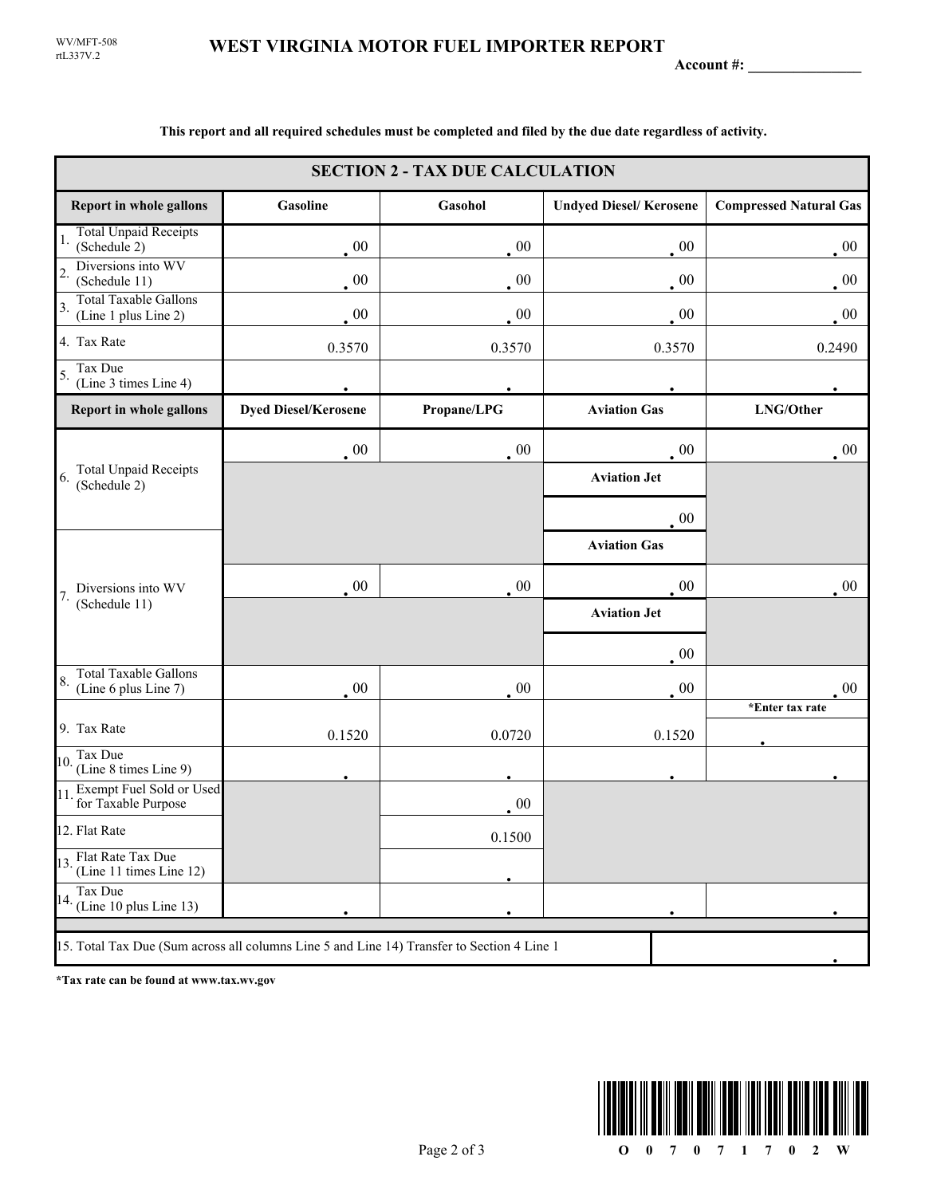WV/MFT-508
rtL337V.2

# WEST VIRGINIA MOTOR FUEL IMPORTER REPORT

**Account #: _______________**

**This report and all required schedules must be completed and filed by the due date regardless of activity.**

## SECTION 2 - TAX DUE CALCULATION

| Report in whole gallons | Gasoline | Gasohol | Undyed Diesel/ Kerosene | Compressed Natural Gas |
|---|---|---|---|---|
| 1. Total Unpaid Receipts (Schedule 2) | .00 | .00 | .00 | .00 |
| 2. Diversions into WV (Schedule 11) | .00 | .00 | .00 | .00 |
| 3. Total Taxable Gallons (Line 1 plus Line 2) | .00 | .00 | .00 | .00 |
| 4. Tax Rate | 0.3570 | 0.3570 | 0.3570 | 0.2490 |
| 5. Tax Due (Line 3 times Line 4) | . | . | . | . |

| Report in whole gallons | Dyed Diesel/Kerosene | Propane/LPG | Aviation Gas | LNG/Other |
|---|---|---|---|---|
| 6. Total Unpaid Receipts (Schedule 2) | .00 | .00 | .00 | .00 |
| | | | **Aviation Jet** | |
| | | | .00 | |
| 7. Diversions into WV (Schedule 11) | | | **Aviation Gas** | |
| | .00 | .00 | .00 | .00 |
| | | | **Aviation Jet** | |
| | | | .00 | |
| 8. Total Taxable Gallons (Line 6 plus Line 7) | .00 | .00 | .00 | .00 |
| 9. Tax Rate | 0.1520 | 0.0720 | 0.1520 | *Enter tax rate . |
| 10. Tax Due (Line 8 times Line 9) | . | . | . | . |
| 11. Exempt Fuel Sold or Used for Taxable Purpose | | .00 | | |
| 12. Flat Rate | | 0.1500 | | |
| 13. Flat Rate Tax Due (Line 11 times Line 12) | | . | | |
| 14. Tax Due (Line 10 plus Line 13) | . | . | . | . |

| 15. Total Tax Due (Sum across all columns Line 5 and Line 14) Transfer to Section 4 Line 1 | . |
|---|---|

***Tax rate can be found at www.tax.wv.gov**

O 0 7 0 7 1 7 0 2 W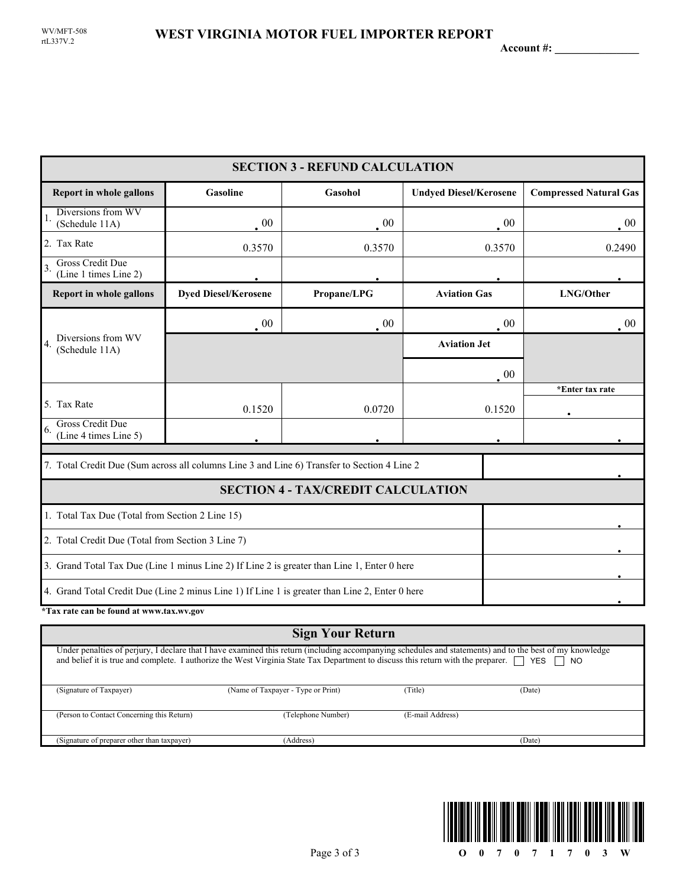WV/MFT-508
rtL337V.2

# WEST VIRGINIA MOTOR FUEL IMPORTER REPORT

**Account #:** _______________

## SECTION 3 - REFUND CALCULATION

| Report in whole gallons | Gasoline | Gasohol | Undyed Diesel/Kerosene | Compressed Natural Gas |
|---|---|---|---|---|
| 1. Diversions from WV (Schedule 11A) | . 00 | . 00 | . 00 | . 00 |
| 2. Tax Rate | 0.3570 | 0.3570 | 0.3570 | 0.2490 |
| 3. Gross Credit Due (Line 1 times Line 2) | . | . | . | . |
| **Report in whole gallons** | **Dyed Diesel/Kerosene** | **Propane/LPG** | **Aviation Gas** | **LNG/Other** |
| 4. Diversions from WV (Schedule 11A) | . 00 | . 00 | . 00 | . 00 |
| | | | **Aviation Jet** | |
| | | | . 00 | |
| 5. Tax Rate | 0.1520 | 0.0720 | 0.1520 | *Enter tax rate . |
| 6. Gross Credit Due (Line 4 times Line 5) | . | . | . | . |

| | |
|---|---|
| 7. Total Credit Due (Sum across all columns Line 3 and Line 6) Transfer to Section 4 Line 2 | . |

## SECTION 4 - TAX/CREDIT CALCULATION

| | |
|---|---|
| 1. Total Tax Due (Total from Section 2 Line 15) | . |
| 2. Total Credit Due (Total from Section 3 Line 7) | . |
| 3. Grand Total Tax Due (Line 1 minus Line 2) If Line 2 is greater than Line 1, Enter 0 here | . |
| 4. Grand Total Credit Due (Line 2 minus Line 1) If Line 1 is greater than Line 2, Enter 0 here | . |

***Tax rate can be found at www.tax.wv.gov**

## Sign Your Return

Under penalties of perjury, I declare that I have examined this return (including accompanying schedules and statements) and to the best of my knowledge and belief it is true and complete. I authorize the West Virginia State Tax Department to discuss this return with the preparer. ☐ YES ☐ NO

| | | | |
|---|---|---|---|
| (Signature of Taxpayer) | (Name of Taxpayer - Type or Print) | (Title) | (Date) |
| (Person to Contact Concerning this Return) | (Telephone Number) | (E-mail Address) | |
| (Signature of preparer other than taxpayer) | (Address) | | (Date) |

O 0 7 0 7 1 7 0 3 W